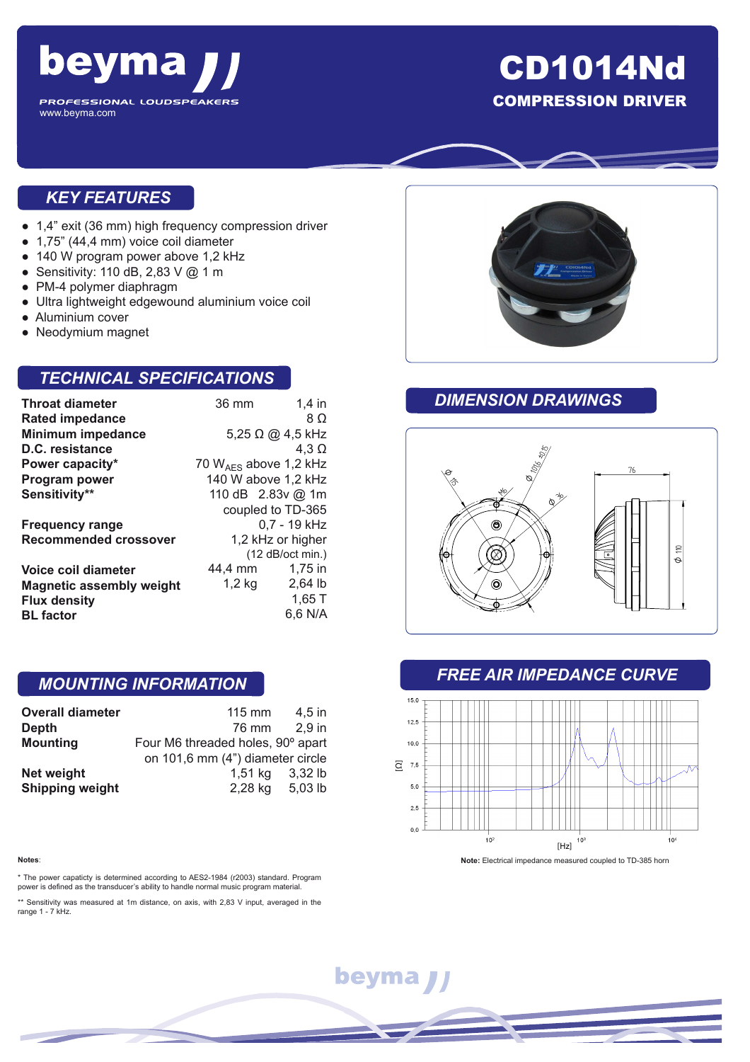# beyma

PROFESSIONAL LOUDSPEAKERS
www.beyma.com

# CD1014Nd

## COMPRESSION DRIVER

## KEY FEATURES

- 1,4" exit (36 mm) high frequency compression driver
- 1,75" (44,4 mm) voice coil diameter
- 140 W program power above 1,2 kHz
- Sensitivity: 110 dB, 2,83 V @ 1 m
- PM-4 polymer diaphragm
- Ultra lightweight edgewound aluminium voice coil
- Aluminium cover
- Neodymium magnet

## TECHNICAL SPECIFICATIONS

| | | |
|---|---|---|
| **Throat diameter** | 36 mm | 1,4 in |
| **Rated impedance** | | 8 Ω |
| **Minimum impedance** | | 5,25 Ω @ 4,5 kHz |
| **D.C. resistance** | | 4,3 Ω |
| **Power capacity*** | | 70 $W_{AES}$ above 1,2 kHz |
| **Program power** | | 140 W above 1,2 kHz |
| **Sensitivity**** | | 110 dB 2.83v @ 1m coupled to TD-365 |
| **Frequency range** | | 0,7 - 19 kHz |
| **Recommended crossover** | | 1,2 kHz or higher (12 dB/oct min.) |
| **Voice coil diameter** | 44,4 mm | 1,75 in |
| **Magnetic assembly weight** | 1,2 kg | 2,64 lb |
| **Flux density** | | 1,65 T |
| **BL factor** | | 6,6 N/A |

## MOUNTING INFORMATION

| | | |
|---|---|---|
| **Overall diameter** | 115 mm | 4,5 in |
| **Depth** | 76 mm | 2,9 in |
| **Mounting** | Four M6 threaded holes, 90º apart on 101,6 mm (4") diameter circle | |
| **Net weight** | 1,51 kg | 3,32 lb |
| **Shipping weight** | 2,28 kg | 5,03 lb |

**Notes**:

* The power capacity is determined according to AES2-1984 (r2003) standard. Program power is defined as the transducer's ability to handle normal music program material.

** Sensitivity was measured at 1m distance, on axis, with 2,83 V input, averaged in the range 1 - 7 kHz.

## DIMENSION DRAWINGS

## FREE AIR IMPEDANCE CURVE

**Note:** Electrical impedance measured coupled to TD-385 horn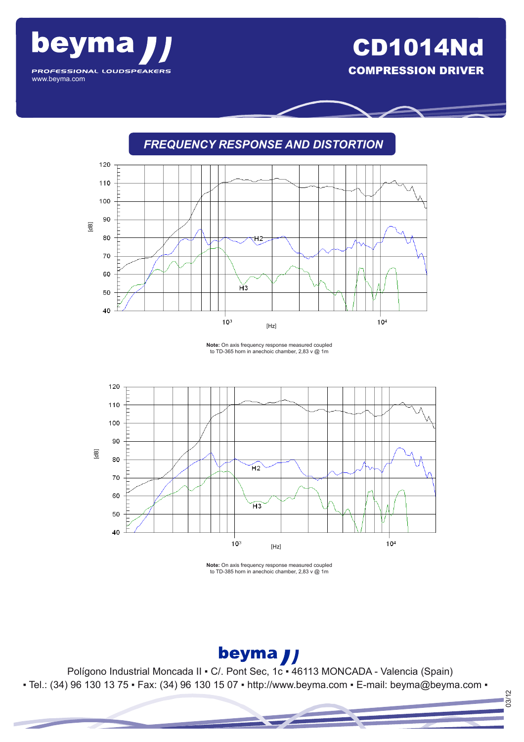beyma

PROFESSIONAL LOUDSPEAKERS

www.beyma.com

# CD1014Nd

## COMPRESSION DRIVER

## *FREQUENCY RESPONSE AND DISTORTION*

120
110
100
90
80
70
60
50
40
[dB]
H2
H3
$10^3$
[Hz]
$10^4$

**Note:** On axis frequency response measured coupled to TD-365 horn in anechoic chamber, 2,83 v @ 1m

120
110
100
90
80
70
60
50
40
[dB]
H2
H3
$10^3$
[Hz]
$10^4$

**Note:** On axis frequency response measured coupled to TD-385 horn in anechoic chamber, 2,83 v @ 1m

beyma

Polígono Industrial Moncada II ▪ C/. Pont Sec, 1c ▪ 46113 MONCADA - Valencia (Spain)

▪ Tel.: (34) 96 130 13 75 ▪ Fax: (34) 96 130 15 07 ▪ http://www.beyma.com ▪ E-mail: beyma@beyma.com ▪

03/12